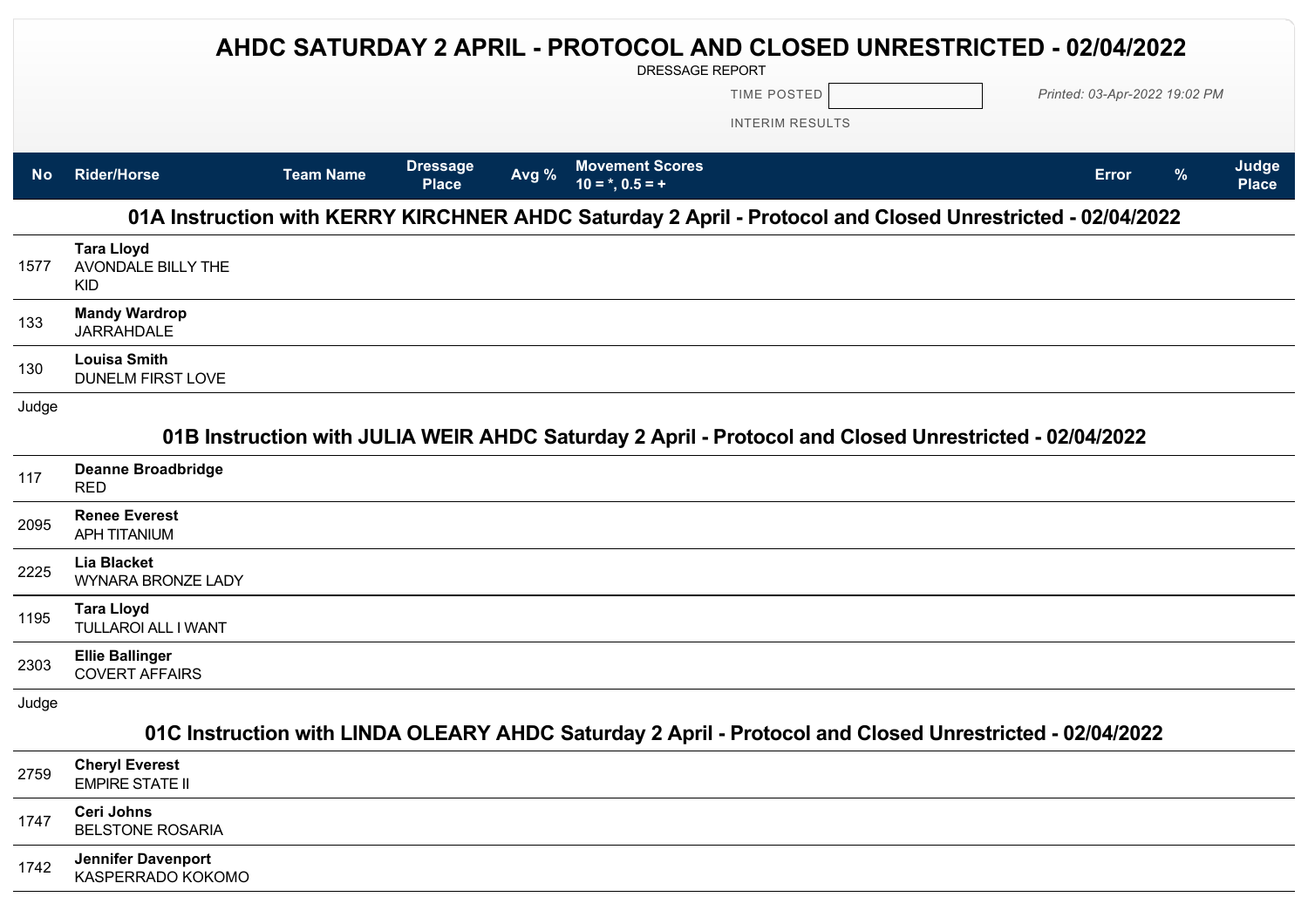# AHDC SATURDAY 2 APRIL - PROTOCOL AND CLOSED UNRESTRICTED - 02/04/2022

DRESSAGE REPORT

TIME POSTED

*Printed: 03-Apr-2022 19:02 PM*

INTERIM RESULTS

## 01A Instruction with KERRY KIRCHNER AHDC Saturday 2 April - Protocol and Closed Unrestricted - 02/04/2022

| No | Rider/Horse | Team Name | Dressage Place | Avg % | Movement Scores 10 = *, 0.5 = + | Error | % | Judge Place |
|---|---|---|---|---|---|---|---|---|
| 1577 | **Tara Lloyd** AVONDALE BILLY THE KID | | | | | | | |
| 133 | **Mandy Wardrop** JARRAHDALE | | | | | | | |
| 130 | **Louisa Smith** DUNELM FIRST LOVE | | | | | | | |

Judge

## 01B Instruction with JULIA WEIR AHDC Saturday 2 April - Protocol and Closed Unrestricted - 02/04/2022

| No | Rider/Horse | Team Name | Dressage Place | Avg % | Movement Scores 10 = *, 0.5 = + | Error | % | Judge Place |
|---|---|---|---|---|---|---|---|---|
| 117 | **Deanne Broadbridge** RED | | | | | | | |
| 2095 | **Renee Everest** APH TITANIUM | | | | | | | |
| 2225 | **Lia Blacket** WYNARA BRONZE LADY | | | | | | | |
| 1195 | **Tara Lloyd** TULLAROI ALL I WANT | | | | | | | |
| 2303 | **Ellie Ballinger** COVERT AFFAIRS | | | | | | | |

Judge

## 01C Instruction with LINDA OLEARY AHDC Saturday 2 April - Protocol and Closed Unrestricted - 02/04/2022

| No | Rider/Horse | Team Name | Dressage Place | Avg % | Movement Scores 10 = *, 0.5 = + | Error | % | Judge Place |
|---|---|---|---|---|---|---|---|---|
| 2759 | **Cheryl Everest** EMPIRE STATE II | | | | | | | |
| 1747 | **Ceri Johns** BELSTONE ROSARIA | | | | | | | |
| 1742 | **Jennifer Davenport** KASPERRADO KOKOMO | | | | | | | |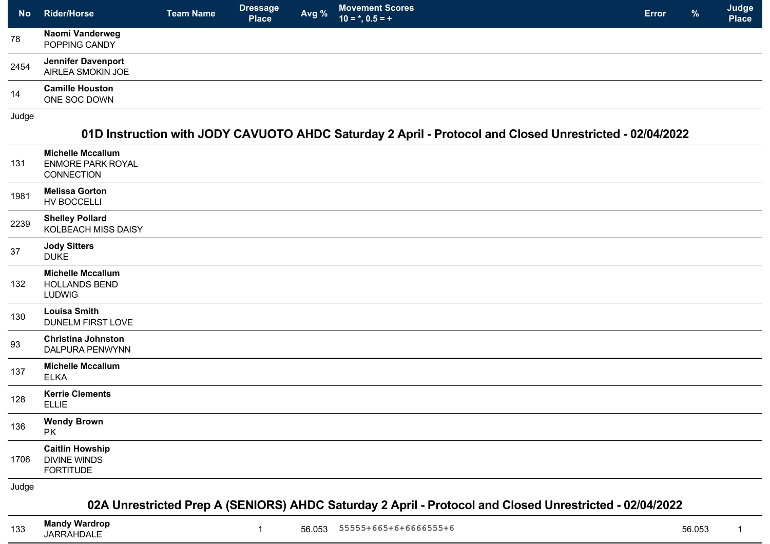| No | Rider/Horse | Team Name | Dressage Place | Avg % | Movement Scores 10 = *, 0.5 = + | Error | % | Judge Place |
|---|---|---|---|---|---|---|---|---|
| 78 | **Naomi Vanderweg** POPPING CANDY | | | | | | | |
| 2454 | **Jennifer Davenport** AIRLEA SMOKIN JOE | | | | | | | |
| 14 | **Camille Houston** ONE SOC DOWN | | | | | | | |

Judge

## 01D Instruction with JODY CAVUOTO AHDC Saturday 2 April - Protocol and Closed Unrestricted - 02/04/2022

| No | Rider/Horse | Team Name | Dressage Place | Avg % | Movement Scores 10 = *, 0.5 = + | Error | % | Judge Place |
|---|---|---|---|---|---|---|---|---|
| 131 | **Michelle Mccallum** ENMORE PARK ROYAL CONNECTION | | | | | | | |
| 1981 | **Melissa Gorton** HV BOCCELLI | | | | | | | |
| 2239 | **Shelley Pollard** KOLBEACH MISS DAISY | | | | | | | |
| 37 | **Jody Sitters** DUKE | | | | | | | |
| 132 | **Michelle Mccallum** HOLLANDS BEND LUDWIG | | | | | | | |
| 130 | **Louisa Smith** DUNELM FIRST LOVE | | | | | | | |
| 93 | **Christina Johnston** DALPURA PENWYNN | | | | | | | |
| 137 | **Michelle Mccallum** ELKA | | | | | | | |
| 128 | **Kerrie Clements** ELLIE | | | | | | | |
| 136 | **Wendy Brown** PK | | | | | | | |
| 1706 | **Caitlin Howship** DIVINE WINDS FORTITUDE | | | | | | | |

Judge

## 02A Unrestricted Prep A (SENIORS) AHDC Saturday 2 April - Protocol and Closed Unrestricted - 02/04/2022

| No | Rider/Horse | Team Name | Dressage Place | Avg % | Movement Scores 10 = *, 0.5 = + | Error | % | Judge Place |
|---|---|---|---|---|---|---|---|---|
| 133 | **Mandy Wardrop** JARRAHDALE | | 1 | 56.053 | 55555+665+6+6666555+6 | | 56.053 | 1 |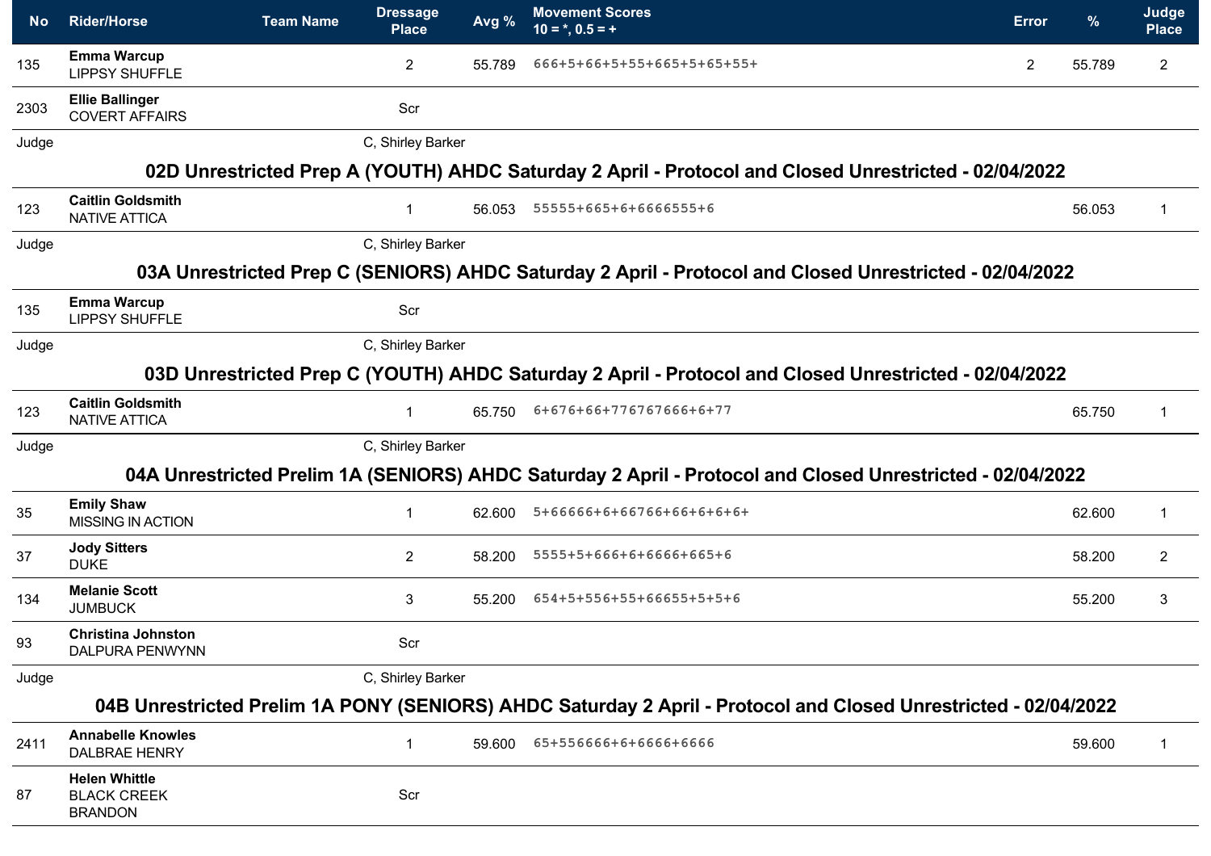| No | Rider/Horse | Team Name | Dressage Place | Avg % | Movement Scores 10 = *, 0.5 = + | Error | % | Judge Place |
|---|---|---|---|---|---|---|---|---|
| 135 | **Emma Warcup** LIPPSY SHUFFLE | | 2 | 55.789 | 666+5+66+5+55+665+5+65+55+ | 2 | 55.789 | 2 |
| 2303 | **Ellie Ballinger** COVERT AFFAIRS | | Scr | | | | | |
| Judge | | | C, Shirley Barker | | | | | |

## 02D Unrestricted Prep A (YOUTH) AHDC Saturday 2 April - Protocol and Closed Unrestricted - 02/04/2022

| No | Rider/Horse | Team Name | Dressage Place | Avg % | Movement Scores 10 = *, 0.5 = + | Error | % | Judge Place |
|---|---|---|---|---|---|---|---|---|
| 123 | **Caitlin Goldsmith** NATIVE ATTICA | | 1 | 56.053 | 55555+665+6+6666555+6 | | 56.053 | 1 |
| Judge | | | C, Shirley Barker | | | | | |

## 03A Unrestricted Prep C (SENIORS) AHDC Saturday 2 April - Protocol and Closed Unrestricted - 02/04/2022

| No | Rider/Horse | Team Name | Dressage Place | Avg % | Movement Scores 10 = *, 0.5 = + | Error | % | Judge Place |
|---|---|---|---|---|---|---|---|---|
| 135 | **Emma Warcup** LIPPSY SHUFFLE | | Scr | | | | | |
| Judge | | | C, Shirley Barker | | | | | |

## 03D Unrestricted Prep C (YOUTH) AHDC Saturday 2 April - Protocol and Closed Unrestricted - 02/04/2022

| No | Rider/Horse | Team Name | Dressage Place | Avg % | Movement Scores 10 = *, 0.5 = + | Error | % | Judge Place |
|---|---|---|---|---|---|---|---|---|
| 123 | **Caitlin Goldsmith** NATIVE ATTICA | | 1 | 65.750 | 6+676+66+776767666+6+77 | | 65.750 | 1 |
| Judge | | | C, Shirley Barker | | | | | |

## 04A Unrestricted Prelim 1A (SENIORS) AHDC Saturday 2 April - Protocol and Closed Unrestricted - 02/04/2022

| No | Rider/Horse | Team Name | Dressage Place | Avg % | Movement Scores 10 = *, 0.5 = + | Error | % | Judge Place |
|---|---|---|---|---|---|---|---|---|
| 35 | **Emily Shaw** MISSING IN ACTION | | 1 | 62.600 | 5+66666+6+66766+66+6+6+6+ | | 62.600 | 1 |
| 37 | **Jody Sitters** DUKE | | 2 | 58.200 | 5555+5+666+6+6666+665+6 | | 58.200 | 2 |
| 134 | **Melanie Scott** JUMBUCK | | 3 | 55.200 | 654+5+556+55+66655+5+5+6 | | 55.200 | 3 |
| 93 | **Christina Johnston** DALPURA PENWYNN | | Scr | | | | | |
| Judge | | | C, Shirley Barker | | | | | |

## 04B Unrestricted Prelim 1A PONY (SENIORS) AHDC Saturday 2 April - Protocol and Closed Unrestricted - 02/04/2022

| No | Rider/Horse | Team Name | Dressage Place | Avg % | Movement Scores 10 = *, 0.5 = + | Error | % | Judge Place |
|---|---|---|---|---|---|---|---|---|
| 2411 | **Annabelle Knowles** DALBRAE HENRY | | 1 | 59.600 | 65+556666+6+6666+6666 | | 59.600 | 1 |
| 87 | **Helen Whittle** BLACK CREEK BRANDON | | Scr | | | | | |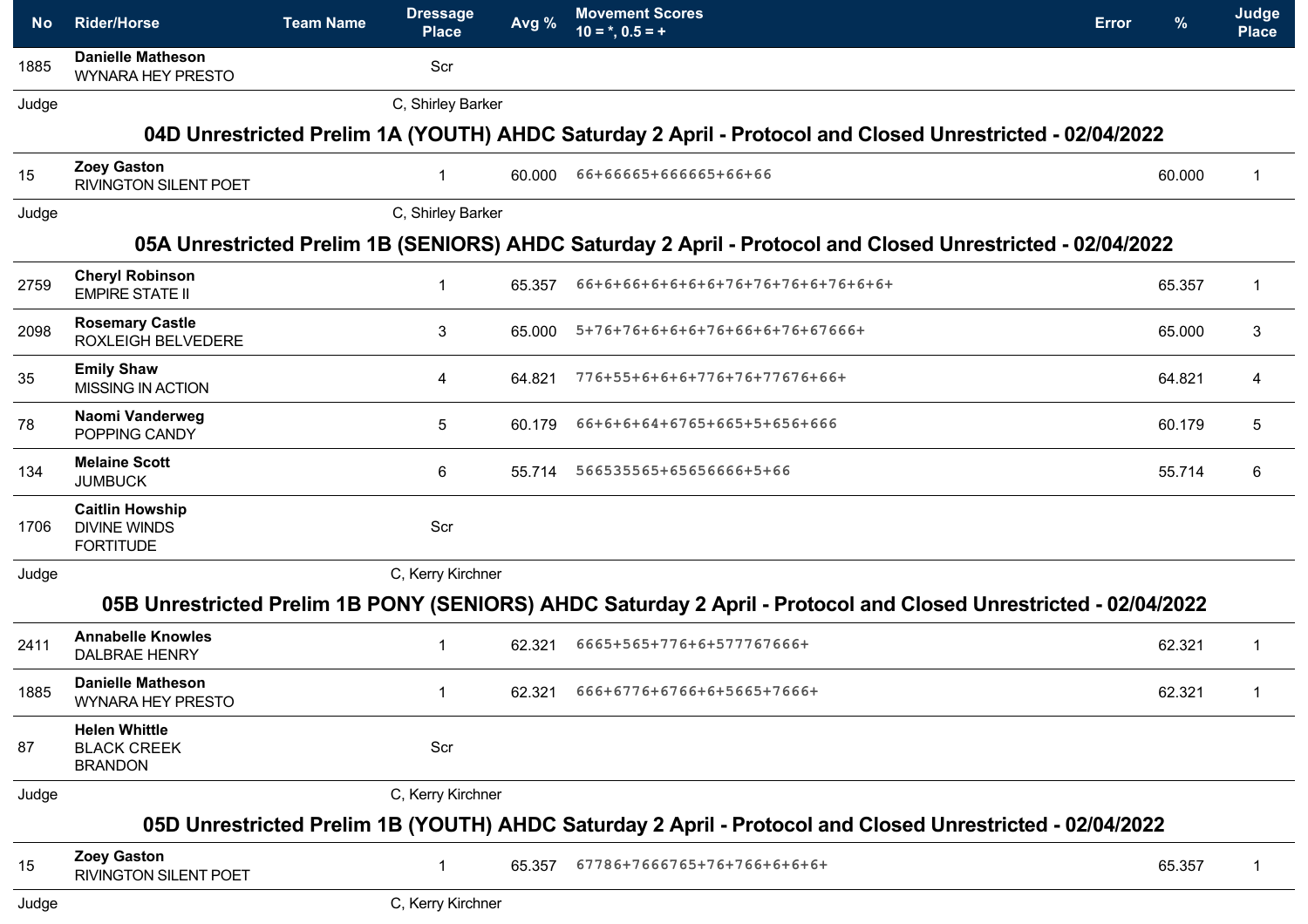| No | Rider/Horse | Team Name | Dressage Place | Avg % | Movement Scores 10 = *, 0.5 = + | Error | % | Judge Place |
|---|---|---|---|---|---|---|---|---|
| 1885 | **Danielle Matheson** WYNARA HEY PRESTO | | Scr | | | | | |
| Judge | | | C, Shirley Barker | | | | | |

## 04D Unrestricted Prelim 1A (YOUTH) AHDC Saturday 2 April - Protocol and Closed Unrestricted - 02/04/2022

| No | Rider/Horse | Team Name | Dressage Place | Avg % | Movement Scores 10 = *, 0.5 = + | Error | % | Judge Place |
|---|---|---|---|---|---|---|---|---|
| 15 | **Zoey Gaston** RIVINGTON SILENT POET | | 1 | 60.000 | 66+66665+666665+66+66 | | 60.000 | 1 |
| Judge | | | C, Shirley Barker | | | | | |

## 05A Unrestricted Prelim 1B (SENIORS) AHDC Saturday 2 April - Protocol and Closed Unrestricted - 02/04/2022

| No | Rider/Horse | Team Name | Dressage Place | Avg % | Movement Scores 10 = *, 0.5 = + | Error | % | Judge Place |
|---|---|---|---|---|---|---|---|---|
| 2759 | **Cheryl Robinson** EMPIRE STATE II | | 1 | 65.357 | 66+6+66+6+6+6+6+76+76+76+6+76+6+6+ | | 65.357 | 1 |
| 2098 | **Rosemary Castle** ROXLEIGH BELVEDERE | | 3 | 65.000 | 5+76+76+6+6+6+76+66+6+76+67666+ | | 65.000 | 3 |
| 35 | **Emily Shaw** MISSING IN ACTION | | 4 | 64.821 | 776+55+6+6+6+776+76+77676+66+ | | 64.821 | 4 |
| 78 | **Naomi Vanderweg** POPPING CANDY | | 5 | 60.179 | 66+6+6+64+6765+665+5+656+666 | | 60.179 | 5 |
| 134 | **Melaine Scott** JUMBUCK | | 6 | 55.714 | 566535565+65656666+5+66 | | 55.714 | 6 |
| 1706 | **Caitlin Howship** DIVINE WINDS FORTITUDE | | Scr | | | | | |
| Judge | | | C, Kerry Kirchner | | | | | |

## 05B Unrestricted Prelim 1B PONY (SENIORS) AHDC Saturday 2 April - Protocol and Closed Unrestricted - 02/04/2022

| No | Rider/Horse | Team Name | Dressage Place | Avg % | Movement Scores 10 = *, 0.5 = + | Error | % | Judge Place |
|---|---|---|---|---|---|---|---|---|
| 2411 | **Annabelle Knowles** DALBRAE HENRY | | 1 | 62.321 | 6665+565+776+6+577767666+ | | 62.321 | 1 |
| 1885 | **Danielle Matheson** WYNARA HEY PRESTO | | 1 | 62.321 | 666+6776+6766+6+5665+7666+ | | 62.321 | 1 |
| 87 | **Helen Whittle** BLACK CREEK BRANDON | | Scr | | | | | |
| Judge | | | C, Kerry Kirchner | | | | | |

## 05D Unrestricted Prelim 1B (YOUTH) AHDC Saturday 2 April - Protocol and Closed Unrestricted - 02/04/2022

| No | Rider/Horse | Team Name | Dressage Place | Avg % | Movement Scores 10 = *, 0.5 = + | Error | % | Judge Place |
|---|---|---|---|---|---|---|---|---|
| 15 | **Zoey Gaston** RIVINGTON SILENT POET | | 1 | 65.357 | 67786+7666765+76+766+6+6+6+ | | 65.357 | 1 |
| Judge | | | C, Kerry Kirchner | | | | | |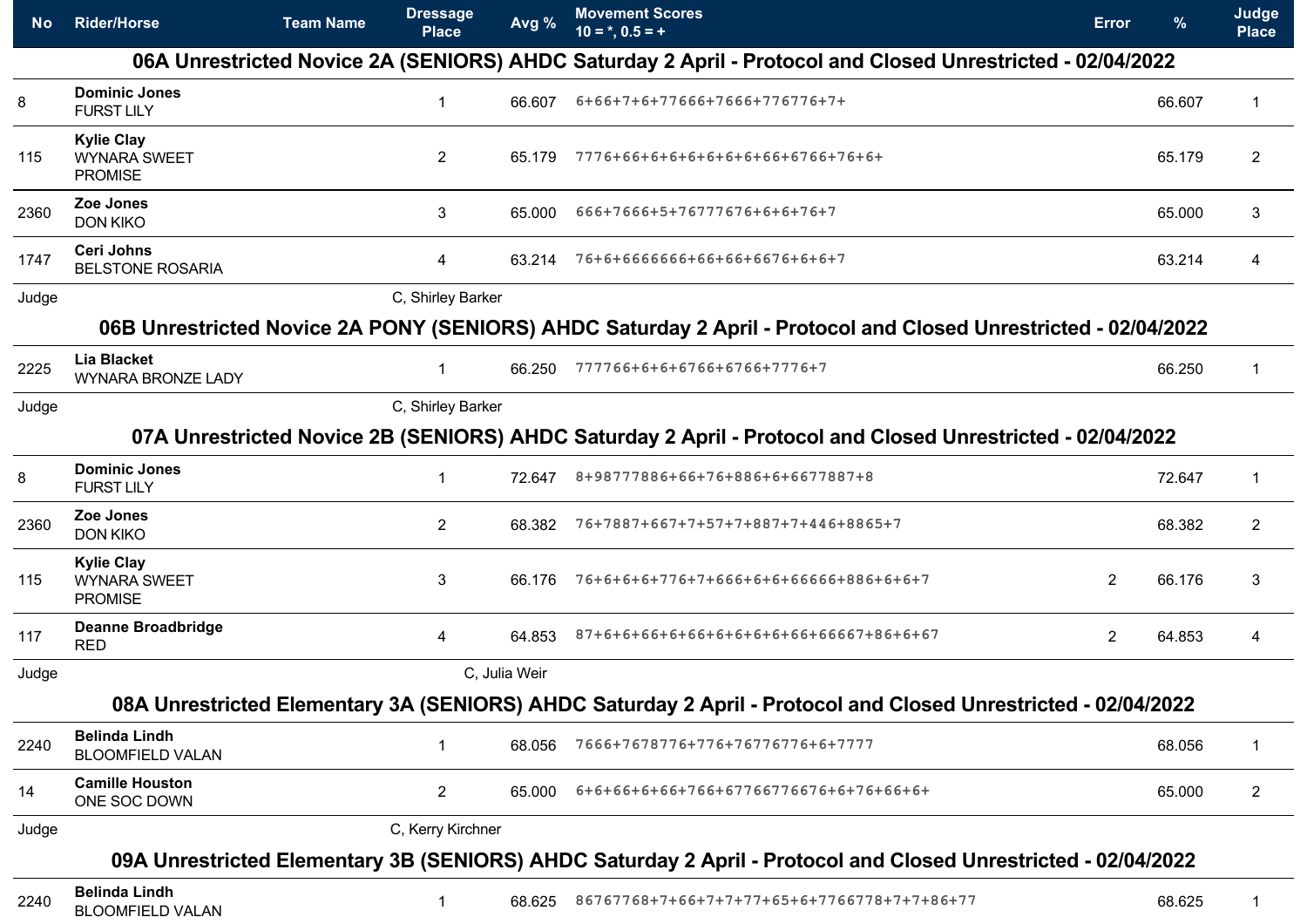| No | Rider/Horse | Team Name | Dressage Place | Avg % | Movement Scores 10 = *, 0.5 = + | Error | % | Judge Place |
|---|---|---|---|---|---|---|---|---|

## 06A Unrestricted Novice 2A (SENIORS) AHDC Saturday 2 April - Protocol and Closed Unrestricted - 02/04/2022

| No | Rider/Horse | Team Name | Dressage Place | Avg % | Movement Scores 10 = *, 0.5 = + | Error | % | Judge Place |
|---|---|---|---|---|---|---|---|---|
| 8 | **Dominic Jones** FURST LILY | | 1 | 66.607 | 6+66+7+6+77666+7666+776776+7+ | | 66.607 | 1 |
| 115 | **Kylie Clay** WYNARA SWEET PROMISE | | 2 | 65.179 | 7776+66+6+6+6+6+6+6+66+6766+76+6+ | | 65.179 | 2 |
| 2360 | **Zoe Jones** DON KIKO | | 3 | 65.000 | 666+7666+5+76777676+6+6+76+7 | | 65.000 | 3 |
| 1747 | **Ceri Johns** BELSTONE ROSARIA | | 4 | 63.214 | 76+6+6666666+66+66+6676+6+6+7 | | 63.214 | 4 |

Judge C, Shirley Barker

## 06B Unrestricted Novice 2A PONY (SENIORS) AHDC Saturday 2 April - Protocol and Closed Unrestricted - 02/04/2022

| No | Rider/Horse | Team Name | Dressage Place | Avg % | Movement Scores 10 = *, 0.5 = + | Error | % | Judge Place |
|---|---|---|---|---|---|---|---|---|
| 2225 | **Lia Blacket** WYNARA BRONZE LADY | | 1 | 66.250 | 777766+6+6+6766+6766+7776+7 | | 66.250 | 1 |

Judge C, Shirley Barker

## 07A Unrestricted Novice 2B (SENIORS) AHDC Saturday 2 April - Protocol and Closed Unrestricted - 02/04/2022

| No | Rider/Horse | Team Name | Dressage Place | Avg % | Movement Scores 10 = *, 0.5 = + | Error | % | Judge Place |
|---|---|---|---|---|---|---|---|---|
| 8 | **Dominic Jones** FURST LILY | | 1 | 72.647 | 8+98777886+66+76+886+6+6677887+8 | | 72.647 | 1 |
| 2360 | **Zoe Jones** DON KIKO | | 2 | 68.382 | 76+7887+667+7+57+7+887+7+446+8865+7 | | 68.382 | 2 |
| 115 | **Kylie Clay** WYNARA SWEET PROMISE | | 3 | 66.176 | 76+6+6+6+776+7+666+6+6+66666+886+6+6+7 | 2 | 66.176 | 3 |
| 117 | **Deanne Broadbridge** RED | | 4 | 64.853 | 87+6+6+66+6+66+6+6+6+6+66+66667+86+6+67 | 2 | 64.853 | 4 |

Judge C, Julia Weir

## 08A Unrestricted Elementary 3A (SENIORS) AHDC Saturday 2 April - Protocol and Closed Unrestricted - 02/04/2022

| No | Rider/Horse | Team Name | Dressage Place | Avg % | Movement Scores 10 = *, 0.5 = + | Error | % | Judge Place |
|---|---|---|---|---|---|---|---|---|
| 2240 | **Belinda Lindh** BLOOMFIELD VALAN | | 1 | 68.056 | 7666+7678776+776+76776776+6+7777 | | 68.056 | 1 |
| 14 | **Camille Houston** ONE SOC DOWN | | 2 | 65.000 | 6+6+66+6+66+766+67766776676+6+76+66+6+ | | 65.000 | 2 |

Judge C, Kerry Kirchner

## 09A Unrestricted Elementary 3B (SENIORS) AHDC Saturday 2 April - Protocol and Closed Unrestricted - 02/04/2022

| No | Rider/Horse | Team Name | Dressage Place | Avg % | Movement Scores 10 = *, 0.5 = + | Error | % | Judge Place |
|---|---|---|---|---|---|---|---|---|
| 2240 | **Belinda Lindh** BLOOMFIELD VALAN | | 1 | 68.625 | 86767768+7+66+7+7+77+65+6+7766778+7+7+86+77 | | 68.625 | 1 |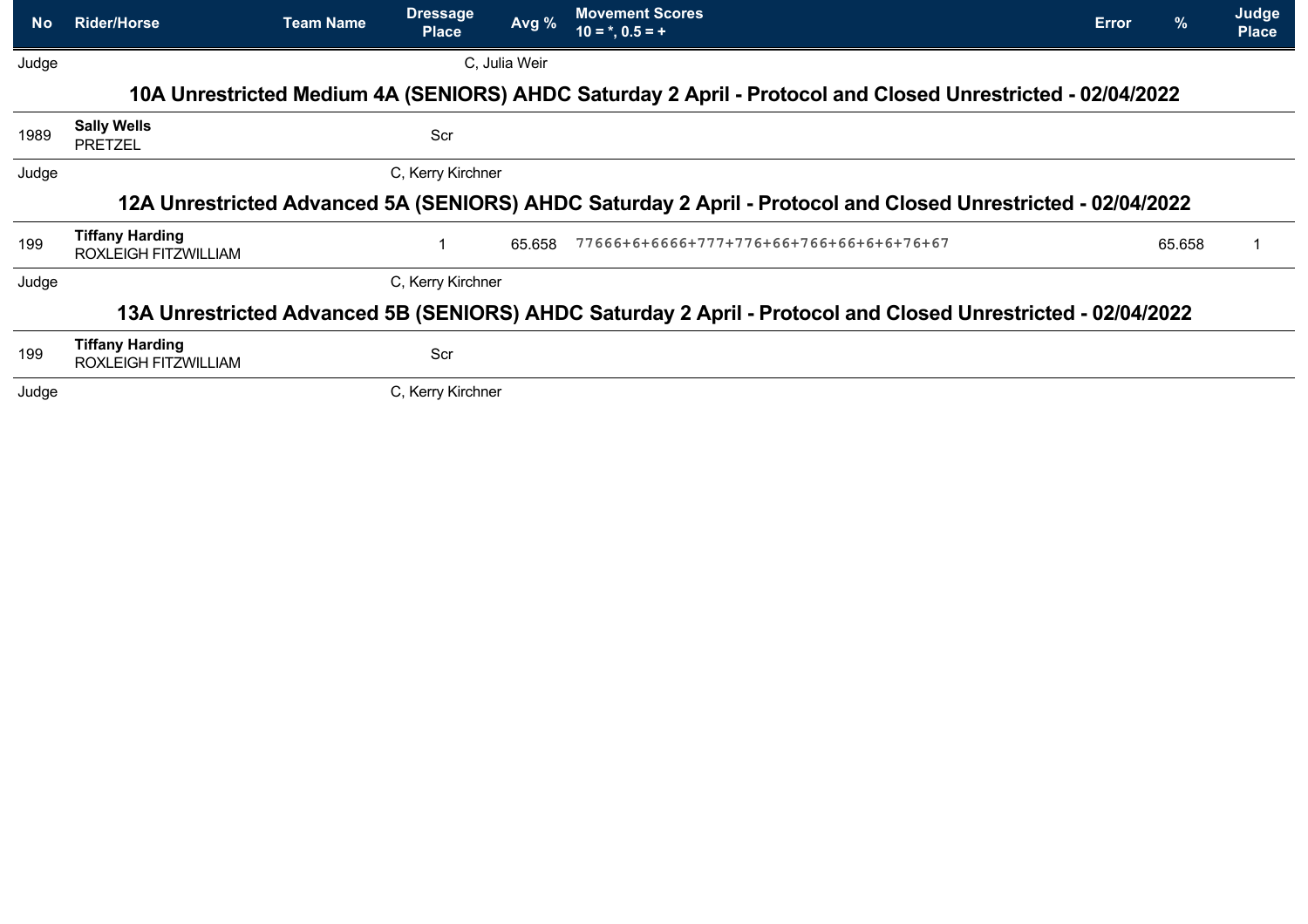| No | Rider/Horse | Team Name | Dressage Place | Avg % | Movement Scores 10 = *, 0.5 = + | Error | % | Judge Place |
|---|---|---|---|---|---|---|---|---|
| Judge | | | C, Julia Weir | | | | | |

## 10A Unrestricted Medium 4A (SENIORS) AHDC Saturday 2 April - Protocol and Closed Unrestricted - 02/04/2022

| No | Rider/Horse | Team Name | Dressage Place | Avg % | Movement Scores 10 = *, 0.5 = + | Error | % | Judge Place |
|---|---|---|---|---|---|---|---|---|
| 1989 | **Sally Wells** PRETZEL | | Scr | | | | | |
| Judge | | | C, Kerry Kirchner | | | | | |

## 12A Unrestricted Advanced 5A (SENIORS) AHDC Saturday 2 April - Protocol and Closed Unrestricted - 02/04/2022

| No | Rider/Horse | Team Name | Dressage Place | Avg % | Movement Scores 10 = *, 0.5 = + | Error | % | Judge Place |
|---|---|---|---|---|---|---|---|---|
| 199 | **Tiffany Harding** ROXLEIGH FITZWILLIAM | | 1 | 65.658 | 77666+6+6666+777+776+66+766+66+6+6+76+67 | | 65.658 | 1 |
| Judge | | | C, Kerry Kirchner | | | | | |

## 13A Unrestricted Advanced 5B (SENIORS) AHDC Saturday 2 April - Protocol and Closed Unrestricted - 02/04/2022

| No | Rider/Horse | Team Name | Dressage Place | Avg % | Movement Scores 10 = *, 0.5 = + | Error | % | Judge Place |
|---|---|---|---|---|---|---|---|---|
| 199 | **Tiffany Harding** ROXLEIGH FITZWILLIAM | | Scr | | | | | |
| Judge | | | C, Kerry Kirchner | | | | | |